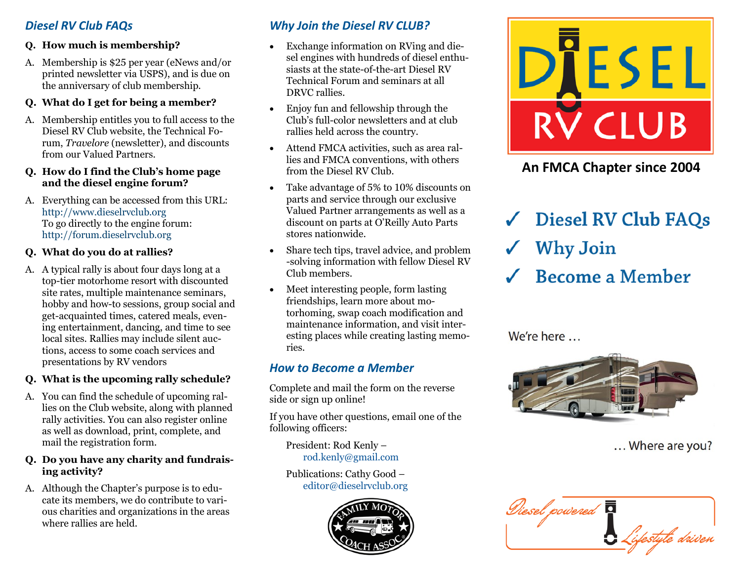## Diesel RV Club FAQs

**Q. How much is membership?**

A. Membership is $25 per year (eNews and/or printed newsletter via USPS), and is due on the anniversary of club membership.

**Q. What do I get for being a member?**

A. Membership entitles you to full access to the Diesel RV Club website, the Technical Forum, *Travelore* (newsletter), and discounts from our Valued Partners.

**Q. How do I find the Club's home page and the diesel engine forum?**

A. Everything can be accessed from this URL: http://www.dieselrvclub.org
To go directly to the engine forum: http://forum.dieselrvclub.org

**Q. What do you do at rallies?**

A. A typical rally is about four days long at a top-tier motorhome resort with discounted site rates, multiple maintenance seminars, hobby and how-to sessions, group social and get-acquainted times, catered meals, evening entertainment, dancing, and time to see local sites. Rallies may include silent auctions, access to some coach services and presentations by RV vendors

**Q. What is the upcoming rally schedule?**

A. You can find the schedule of upcoming rallies on the Club website, along with planned rally activities. You can also register online as well as download, print, complete, and mail the registration form.

**Q. Do you have any charity and fundraising activity?**

A. Although the Chapter's purpose is to educate its members, we do contribute to various charities and organizations in the areas where rallies are held.

## Why Join the Diesel RV CLUB?

- Exchange information on RVing and diesel engines with hundreds of diesel enthusiasts at the state-of-the-art Diesel RV Technical Forum and seminars at all DRVC rallies.
- Enjoy fun and fellowship through the Club's full-color newsletters and at club rallies held across the country.
- Attend FMCA activities, such as area rallies and FMCA conventions, with others from the Diesel RV Club.
- Take advantage of 5% to 10% discounts on parts and service through our exclusive Valued Partner arrangements as well as a discount on parts at O'Reilly Auto Parts stores nationwide.
- Share tech tips, travel advice, and problem-solving information with fellow Diesel RV Club members.
- Meet interesting people, form lasting friendships, learn more about motorhoming, swap coach modification and maintenance information, and visit interesting places while creating lasting memories.

## How to Become a Member

Complete and mail the form on the reverse side or sign up online!

If you have other questions, email one of the following officers:

President: Rod Kenly – rod.kenly@gmail.com

Publications: Cathy Good – editor@dieselrvclub.org

FAMILY MOTOR COACH ASSOC

# DIESEL RV CLUB

**An FMCA Chapter since 2004**

- ✓ Diesel RV Club FAQs
- ✓ Why Join
- ✓ Become a Member

We're here …

… Where are you?

Diesel powered Lifestyle driven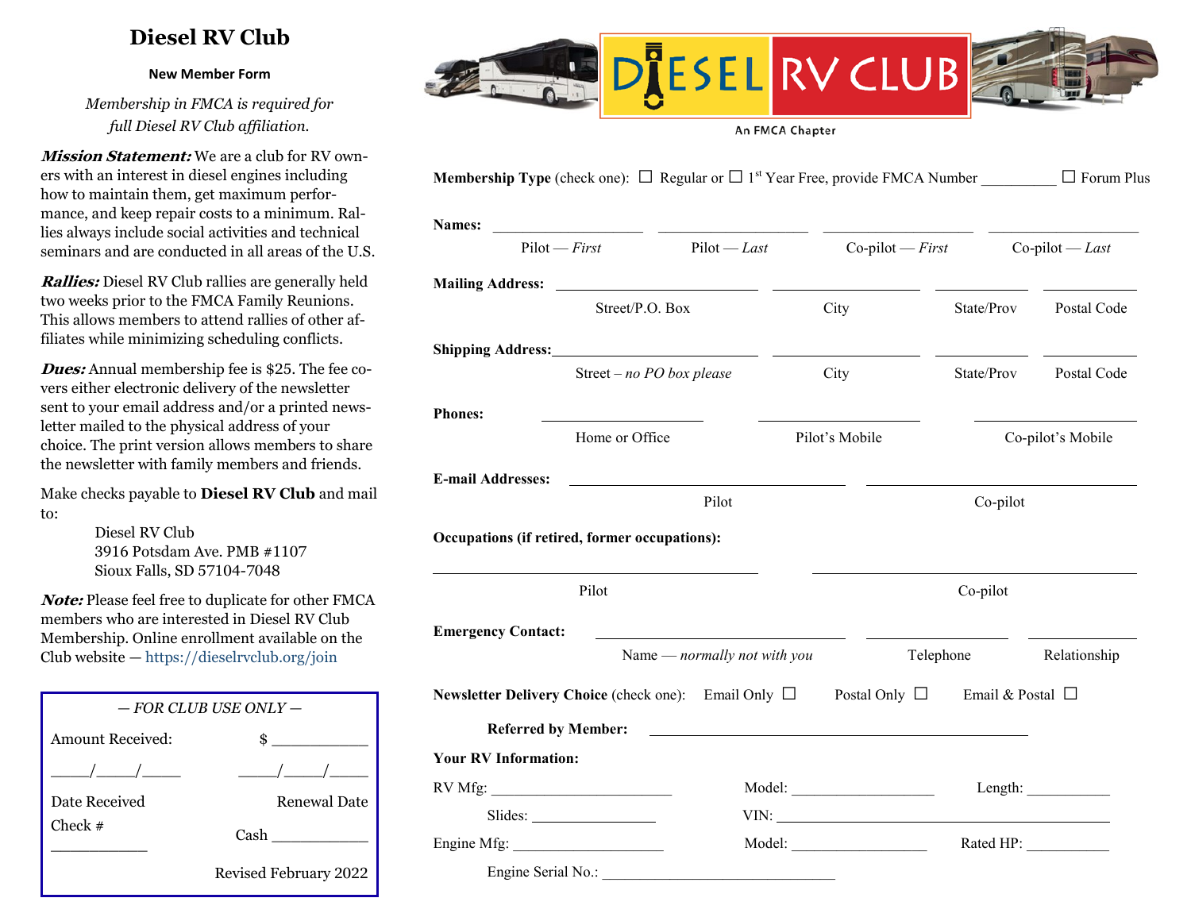# Diesel RV Club

**New Member Form**

*Membership in FMCA is required for full Diesel RV Club affiliation.*

***Mission Statement:*** We are a club for RV owners with an interest in diesel engines including how to maintain them, get maximum performance, and keep repair costs to a minimum. Rallies always include social activities and technical seminars and are conducted in all areas of the U.S.

***Rallies:*** Diesel RV Club rallies are generally held two weeks prior to the FMCA Family Reunions. This allows members to attend rallies of other affiliates while minimizing scheduling conflicts.

***Dues:*** Annual membership fee is $25. The fee covers either electronic delivery of the newsletter sent to your email address and/or a printed newsletter mailed to the physical address of your choice. The print version allows members to share the newsletter with family members and friends.

Make checks payable to **Diesel RV Club** and mail to:

Diesel RV Club
3916 Potsdam Ave. PMB #1107
Sioux Falls, SD 57104-7048

***Note:*** Please feel free to duplicate for other FMCA members who are interested in Diesel RV Club Membership. Online enrollment available on the Club website — https://dieselrvclub.org/join

*— FOR CLUB USE ONLY —*

Amount Received: $ ____________

_____/_____/_____ Date Received

_____/_____/_____ Renewal Date

Check # ____________

Cash ____________

Revised February 2022

DIESEL RV CLUB

An FMCA Chapter

**Membership Type** (check one): ☐ Regular or ☐ 1st Year Free, provide FMCA Number __________ ☐ Forum Plus

**Names:** ____________ Pilot — *First* ____________ Pilot — *Last* ____________ Co-pilot — *First* ____________ Co-pilot — *Last*

**Mailing Address:** ____________ Street/P.O. Box ____________ City ____________ State/Prov ____________ Postal Code

**Shipping Address:** ____________ Street – *no PO box please* ____________ City ____________ State/Prov ____________ Postal Code

**Phones:** ____________ Home or Office ____________ Pilot's Mobile ____________ Co-pilot's Mobile

**E-mail Addresses:** ____________ Pilot ____________ Co-pilot

**Occupations (if retired, former occupations):** ____________ Pilot ____________ Co-pilot

**Emergency Contact:** ____________ Name — *normally not with you* ____________ Telephone ____________ Relationship

**Newsletter Delivery Choice** (check one): Email Only ☐ Postal Only ☐ Email & Postal ☐

**Referred by Member:** ________________________________

**Your RV Information:**

RV Mfg: ________________________ Model: ____________________ Length: ____________

Slides: _________________ VIN: ______________________________________________

Engine Mfg: _____________________ Model: ___________________ Rated HP: ____________

Engine Serial No.: ________________________________